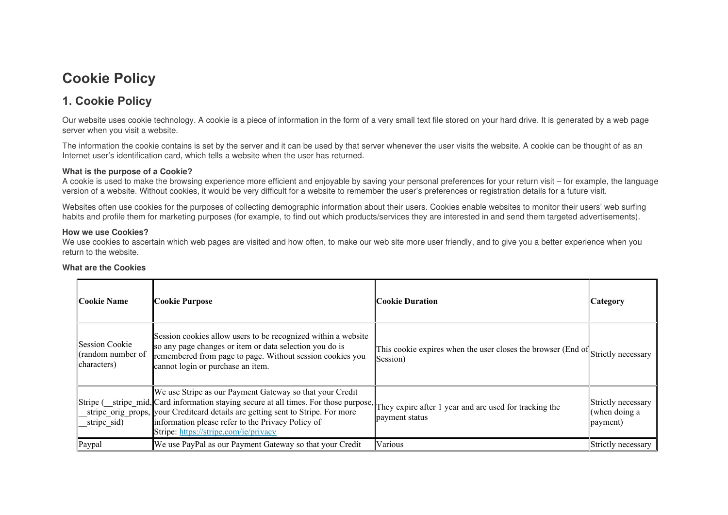# Cookie Policy

## 1. Cookie Policy

Our website uses cookie technology. A cookie is a piece of information in the form of a very small text file stored on your hard drive. It is generated by a web page server when you visit a website.

The information the cookie contains is set by the server and it can be used by that server whenever the user visits the website. A cookie can be thought of as an Internet user's identification card, which tells a website when the user has returned.

**What is the purpose of a Cookie?**
A cookie is used to make the browsing experience more efficient and enjoyable by saving your personal preferences for your return visit – for example, the language version of a website. Without cookies, it would be very difficult for a website to remember the user's preferences or registration details for a future visit.

Websites often use cookies for the purposes of collecting demographic information about their users. Cookies enable websites to monitor their users' web surfing habits and profile them for marketing purposes (for example, to find out which products/services they are interested in and send them targeted advertisements).

**How we use Cookies?**
We use cookies to ascertain which web pages are visited and how often, to make our web site more user friendly, and to give you a better experience when you return to the website.

**What are the Cookies**

| Cookie Name | Cookie Purpose | Cookie Duration | Category |
|---|---|---|---|
| Session Cookie (random number of characters) | Session cookies allow users to be recognized within a website so any page changes or item or data selection you do is remembered from page to page. Without session cookies you cannot login or purchase an item. | This cookie expires when the user closes the browser (End of Session) | Strictly necessary |
| Stripe (__stripe_mid, __stripe_orig_props, __stripe_sid) | We use Stripe as our Payment Gateway so that your Credit Card information staying secure at all times. For those purpose, your Creditcard details are getting sent to Stripe. For more information please refer to the Privacy Policy of Stripe: https://stripe.com/ie/privacy | They expire after 1 year and are used for tracking the payment status | Strictly necessary (when doing a payment) |
| Paypal | We use PayPal as our Payment Gateway so that your Credit | Various | Strictly necessary |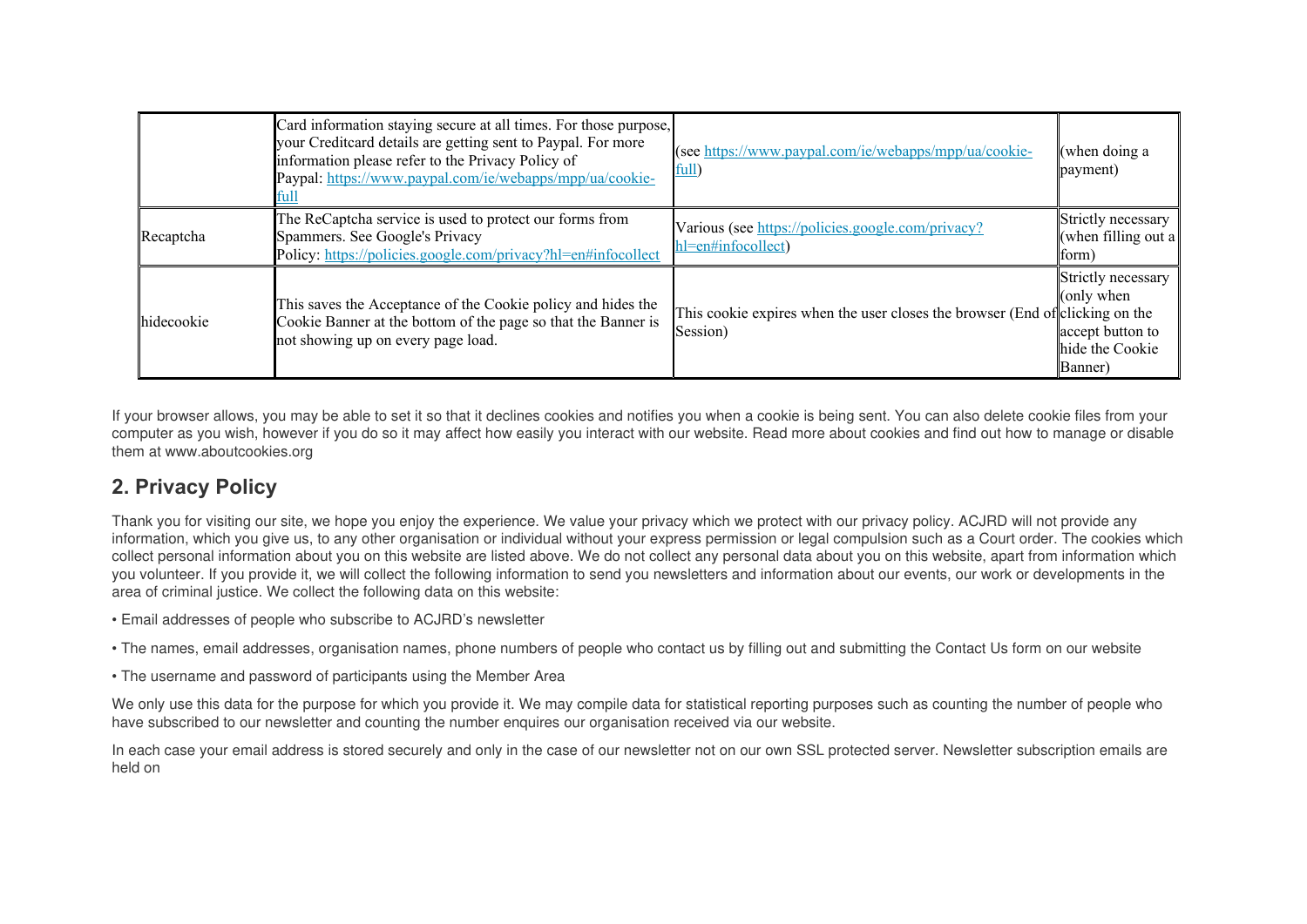| | | | |
|---|---|---|---|
| | Card information staying secure at all times. For those purpose, your Creditcard details are getting sent to Paypal. For more information please refer to the Privacy Policy of Paypal: https://www.paypal.com/ie/webapps/mpp/ua/cookie-full | (see https://www.paypal.com/ie/webapps/mpp/ua/cookie-full) | (when doing a payment) |
| Recaptcha | The ReCaptcha service is used to protect our forms from Spammers. See Google's Privacy Policy: https://policies.google.com/privacy?hl=en#infocollect | Various (see https://policies.google.com/privacy?hl=en#infocollect) | Strictly necessary (when filling out a form) |
| hidecookie | This saves the Acceptance of the Cookie policy and hides the Cookie Banner at the bottom of the page so that the Banner is not showing up on every page load. | This cookie expires when the user closes the browser (End of Session) | Strictly necessary (only when clicking on the accept button to hide the Cookie Banner) |

If your browser allows, you may be able to set it so that it declines cookies and notifies you when a cookie is being sent. You can also delete cookie files from your computer as you wish, however if you do so it may affect how easily you interact with our website. Read more about cookies and find out how to manage or disable them at www.aboutcookies.org

## 2. Privacy Policy

Thank you for visiting our site, we hope you enjoy the experience. We value your privacy which we protect with our privacy policy. ACJRD will not provide any information, which you give us, to any other organisation or individual without your express permission or legal compulsion such as a Court order. The cookies which collect personal information about you on this website are listed above. We do not collect any personal data about you on this website, apart from information which you volunteer. If you provide it, we will collect the following information to send you newsletters and information about our events, our work or developments in the area of criminal justice. We collect the following data on this website:

- Email addresses of people who subscribe to ACJRD's newsletter
- The names, email addresses, organisation names, phone numbers of people who contact us by filling out and submitting the Contact Us form on our website
- The username and password of participants using the Member Area

We only use this data for the purpose for which you provide it. We may compile data for statistical reporting purposes such as counting the number of people who have subscribed to our newsletter and counting the number enquires our organisation received via our website.

In each case your email address is stored securely and only in the case of our newsletter not on our own SSL protected server. Newsletter subscription emails are held on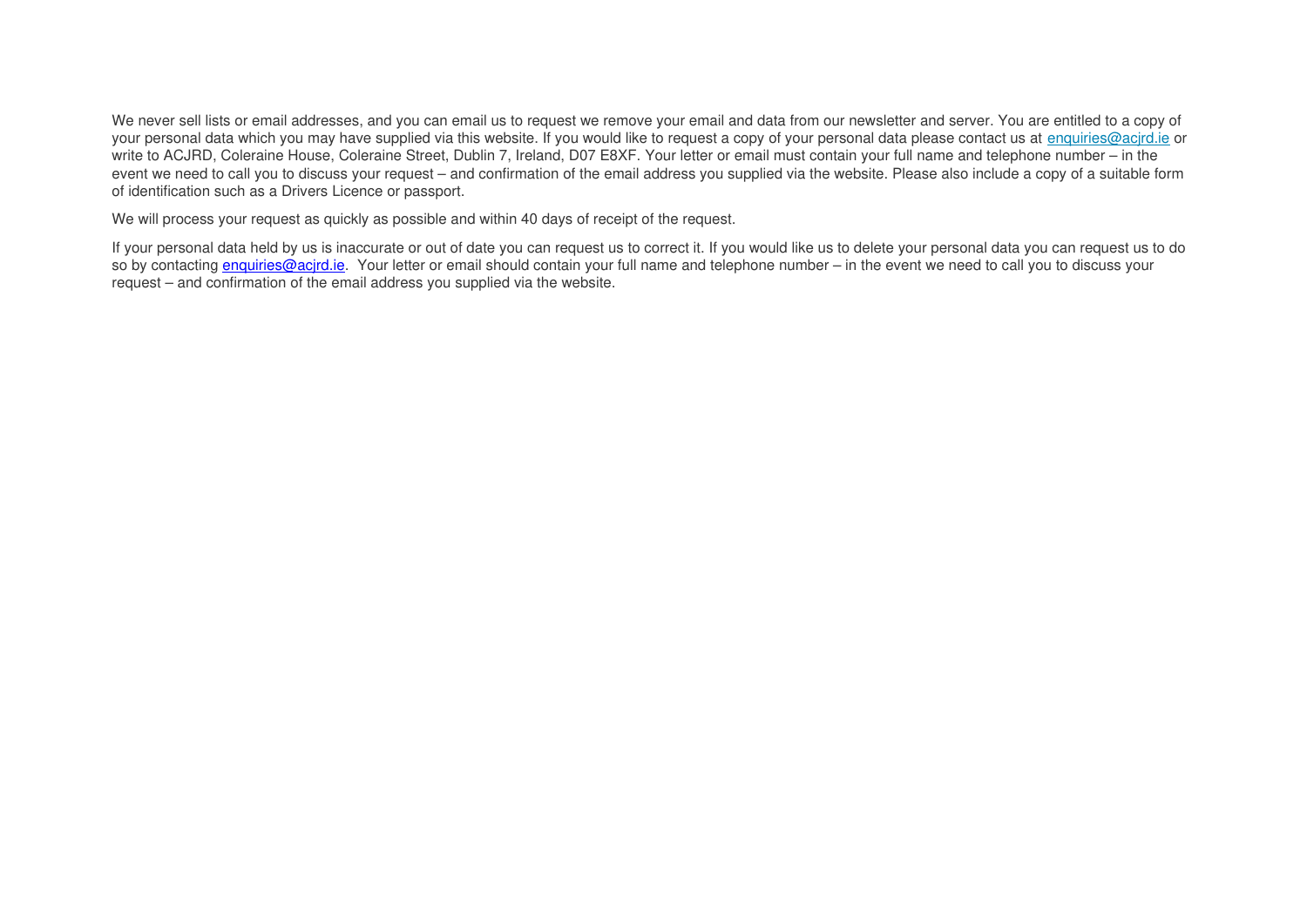We never sell lists or email addresses, and you can email us to request we remove your email and data from our newsletter and server. You are entitled to a copy of your personal data which you may have supplied via this website. If you would like to request a copy of your personal data please contact us at enquiries@acjrd.ie or write to ACJRD, Coleraine House, Coleraine Street, Dublin 7, Ireland, D07 E8XF. Your letter or email must contain your full name and telephone number – in the event we need to call you to discuss your request – and confirmation of the email address you supplied via the website. Please also include a copy of a suitable form of identification such as a Drivers Licence or passport.

We will process your request as quickly as possible and within 40 days of receipt of the request.

If your personal data held by us is inaccurate or out of date you can request us to correct it. If you would like us to delete your personal data you can request us to do so by contacting enquiries@acjrd.ie. Your letter or email should contain your full name and telephone number – in the event we need to call you to discuss your request – and confirmation of the email address you supplied via the website.